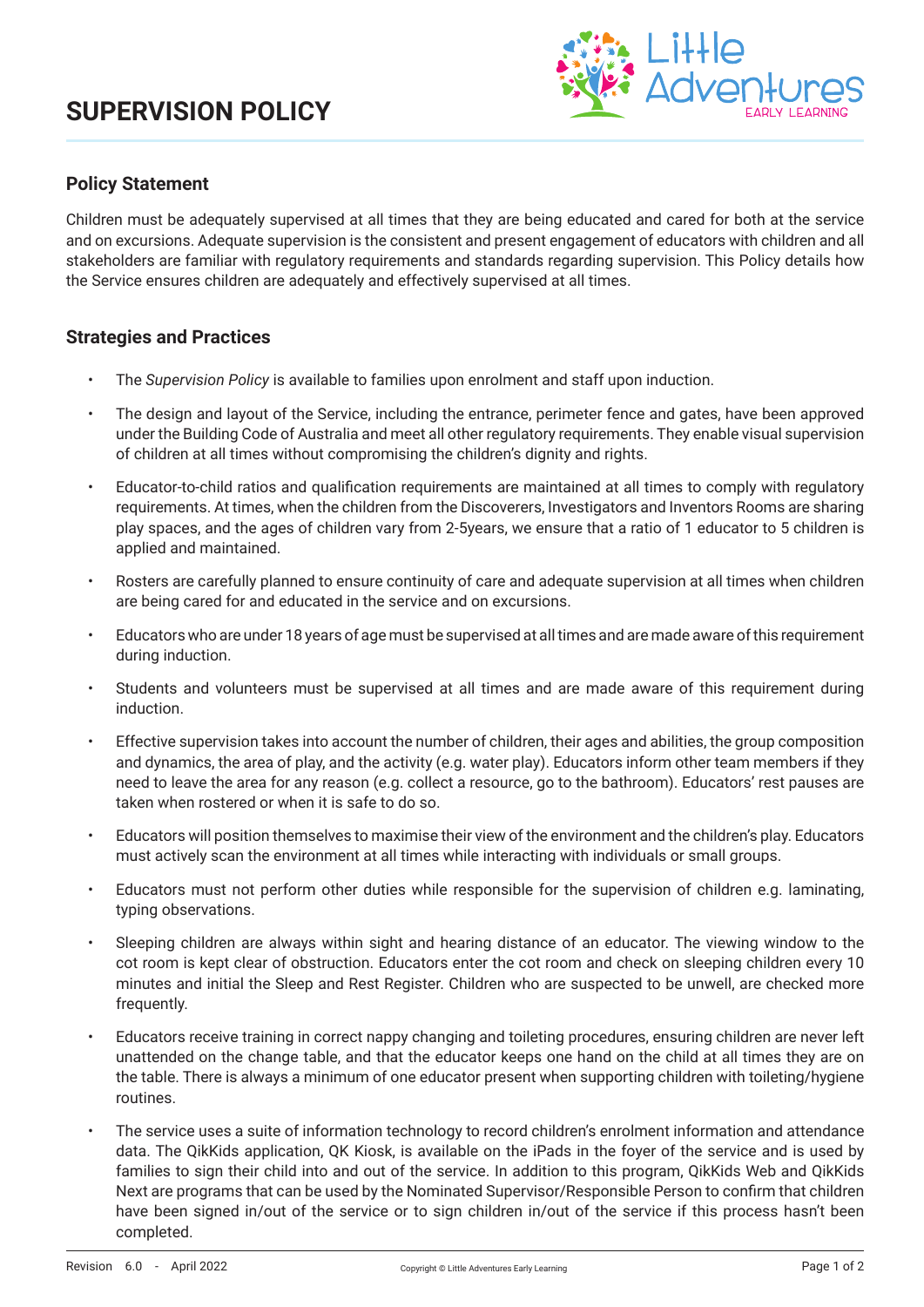# SUPERVISION POLICY

## Policy Statement

Children must be adequately supervised at all times that they are being educated and cared for both at the service and on excursions. Adequate supervision is the consistent and present engagement of educators with children and all stakeholders are familiar with regulatory requirements and standards regarding supervision. This Policy details how the Service ensures children are adequately and effectively supervised at all times.

## Strategies and Practices

- The *Supervision Policy* is available to families upon enrolment and staff upon induction.
- The design and layout of the Service, including the entrance, perimeter fence and gates, have been approved under the Building Code of Australia and meet all other regulatory requirements. They enable visual supervision of children at all times without compromising the children's dignity and rights.
- Educator-to-child ratios and qualification requirements are maintained at all times to comply with regulatory requirements. At times, when the children from the Discoverers, Investigators and Inventors Rooms are sharing play spaces, and the ages of children vary from 2-5years, we ensure that a ratio of 1 educator to 5 children is applied and maintained.
- Rosters are carefully planned to ensure continuity of care and adequate supervision at all times when children are being cared for and educated in the service and on excursions.
- Educators who are under 18 years of age must be supervised at all times and are made aware of this requirement during induction.
- Students and volunteers must be supervised at all times and are made aware of this requirement during induction.
- Effective supervision takes into account the number of children, their ages and abilities, the group composition and dynamics, the area of play, and the activity (e.g. water play). Educators inform other team members if they need to leave the area for any reason (e.g. collect a resource, go to the bathroom). Educators' rest pauses are taken when rostered or when it is safe to do so.
- Educators will position themselves to maximise their view of the environment and the children's play. Educators must actively scan the environment at all times while interacting with individuals or small groups.
- Educators must not perform other duties while responsible for the supervision of children e.g. laminating, typing observations.
- Sleeping children are always within sight and hearing distance of an educator. The viewing window to the cot room is kept clear of obstruction. Educators enter the cot room and check on sleeping children every 10 minutes and initial the Sleep and Rest Register. Children who are suspected to be unwell, are checked more frequently.
- Educators receive training in correct nappy changing and toileting procedures, ensuring children are never left unattended on the change table, and that the educator keeps one hand on the child at all times they are on the table. There is always a minimum of one educator present when supporting children with toileting/hygiene routines.
- The service uses a suite of information technology to record children's enrolment information and attendance data. The QikKids application, QK Kiosk, is available on the iPads in the foyer of the service and is used by families to sign their child into and out of the service. In addition to this program, QikKids Web and QikKids Next are programs that can be used by the Nominated Supervisor/Responsible Person to confirm that children have been signed in/out of the service or to sign children in/out of the service if this process hasn't been completed.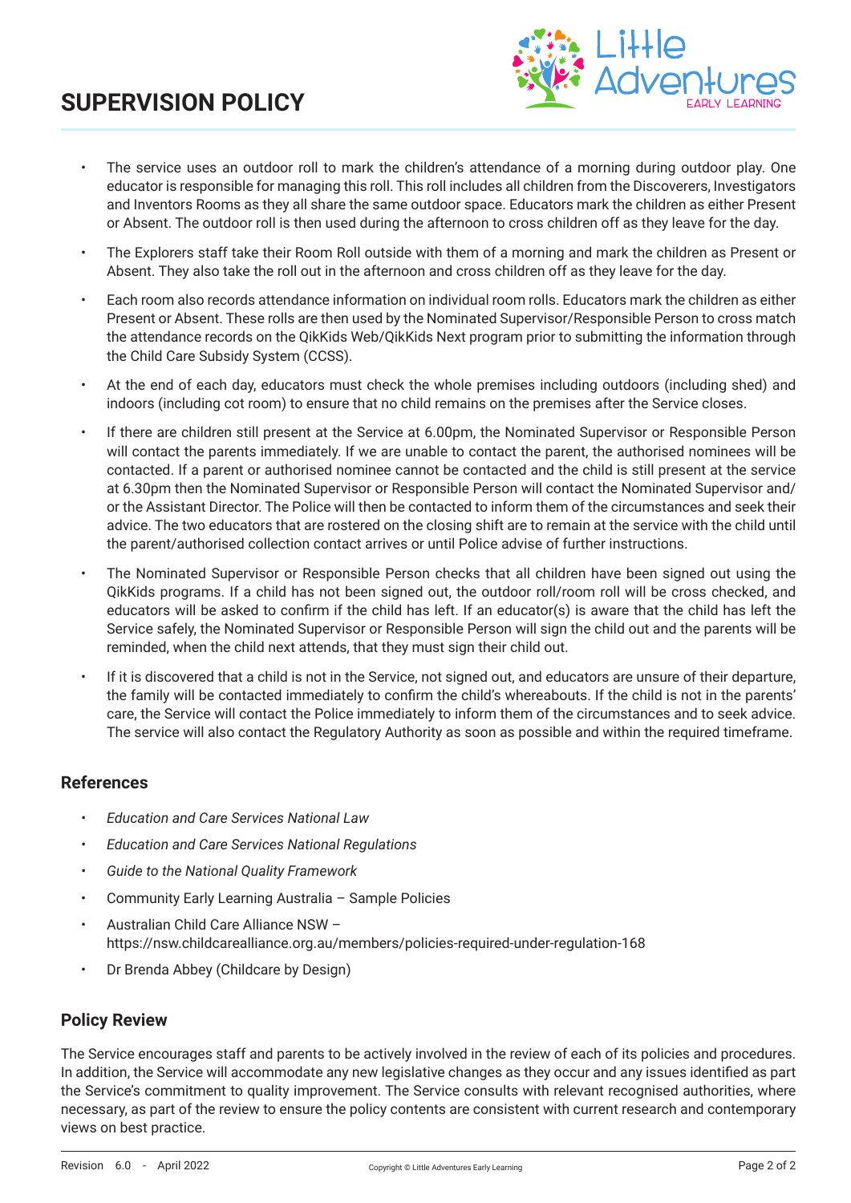- The service uses an outdoor roll to mark the children's attendance of a morning during outdoor play. One educator is responsible for managing this roll. This roll includes all children from the Discoverers, Investigators and Inventors Rooms as they all share the same outdoor space. Educators mark the children as either Present or Absent. The outdoor roll is then used during the afternoon to cross children off as they leave for the day.
- The Explorers staff take their Room Roll outside with them of a morning and mark the children as Present or Absent. They also take the roll out in the afternoon and cross children off as they leave for the day.
- Each room also records attendance information on individual room rolls. Educators mark the children as either Present or Absent. These rolls are then used by the Nominated Supervisor/Responsible Person to cross match the attendance records on the QikKids Web/QikKids Next program prior to submitting the information through the Child Care Subsidy System (CCSS).
- At the end of each day, educators must check the whole premises including outdoors (including shed) and indoors (including cot room) to ensure that no child remains on the premises after the Service closes.
- If there are children still present at the Service at 6.00pm, the Nominated Supervisor or Responsible Person will contact the parents immediately. If we are unable to contact the parent, the authorised nominees will be contacted. If a parent or authorised nominee cannot be contacted and the child is still present at the service at 6.30pm then the Nominated Supervisor or Responsible Person will contact the Nominated Supervisor and/or the Assistant Director. The Police will then be contacted to inform them of the circumstances and seek their advice. The two educators that are rostered on the closing shift are to remain at the service with the child until the parent/authorised collection contact arrives or until Police advise of further instructions.
- The Nominated Supervisor or Responsible Person checks that all children have been signed out using the QikKids programs. If a child has not been signed out, the outdoor roll/room roll will be cross checked, and educators will be asked to confirm if the child has left. If an educator(s) is aware that the child has left the Service safely, the Nominated Supervisor or Responsible Person will sign the child out and the parents will be reminded, when the child next attends, that they must sign their child out.
- If it is discovered that a child is not in the Service, not signed out, and educators are unsure of their departure, the family will be contacted immediately to confirm the child's whereabouts. If the child is not in the parents' care, the Service will contact the Police immediately to inform them of the circumstances and to seek advice. The service will also contact the Regulatory Authority as soon as possible and within the required timeframe.

## References

- *Education and Care Services National Law*
- *Education and Care Services National Regulations*
- *Guide to the National Quality Framework*
- Community Early Learning Australia – Sample Policies
- Australian Child Care Alliance NSW – https://nsw.childcarealliance.org.au/members/policies-required-under-regulation-168
- Dr Brenda Abbey (Childcare by Design)

## Policy Review

The Service encourages staff and parents to be actively involved in the review of each of its policies and procedures. In addition, the Service will accommodate any new legislative changes as they occur and any issues identified as part the Service's commitment to quality improvement. The Service consults with relevant recognised authorities, where necessary, as part of the review to ensure the policy contents are consistent with current research and contemporary views on best practice.